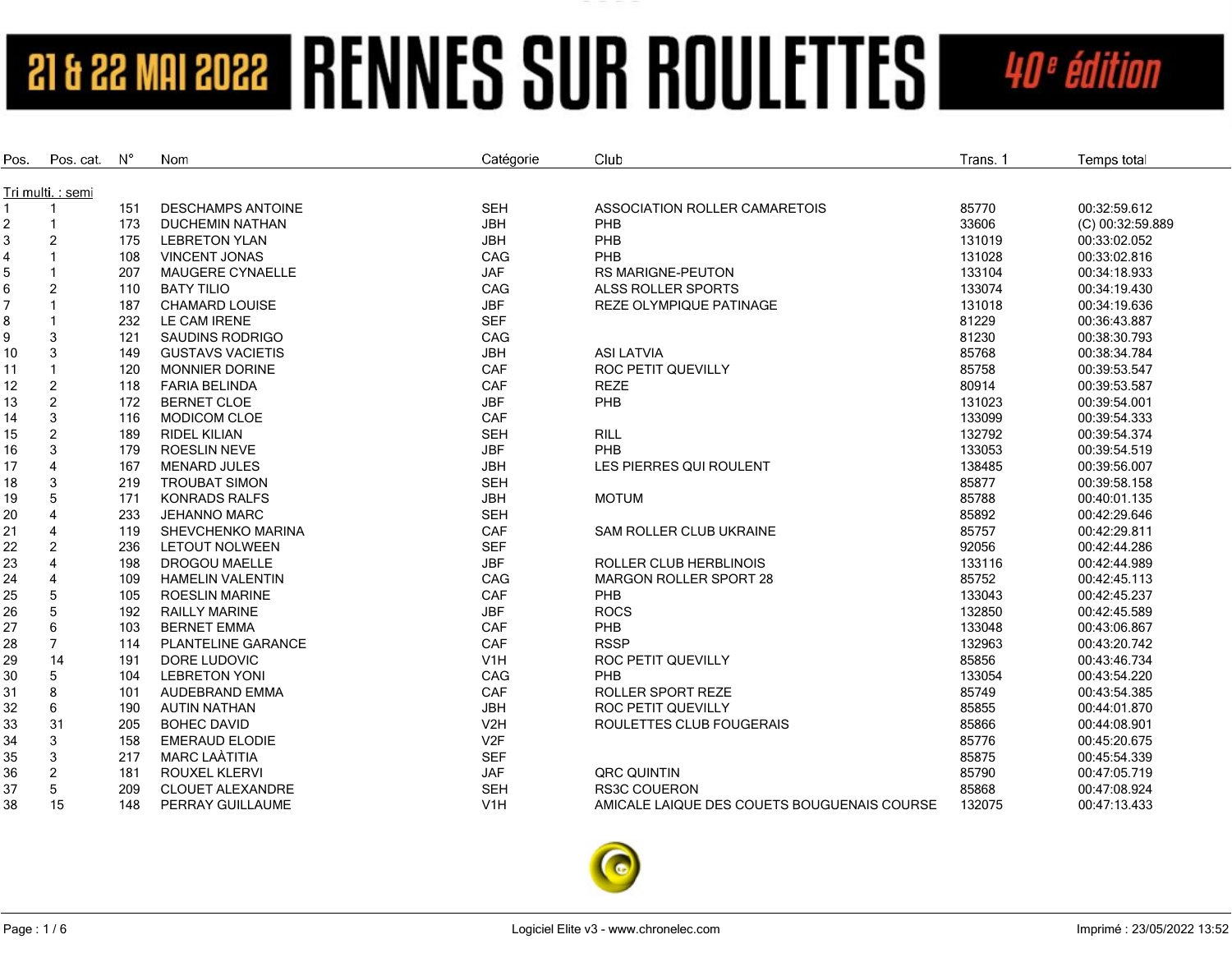# 21 & 22 MAI 2022 RENNES SUR ROULETTES 40e édition

| Pos. | Pos. cat. | N° | Nom | Catégorie | Club | Trans. 1 | Temps total |
|---|---|---|---|---|---|---|---|
| Tri multi. : semi | | | | | | | |
| 1 | 1 | 151 | DESCHAMPS ANTOINE | SEH | ASSOCIATION ROLLER CAMARETOIS | 85770 | 00:32:59.612 |
| 2 | 1 | 173 | DUCHEMIN NATHAN | JBH | PHB | 33606 | (C) 00:32:59.889 |
| 3 | 2 | 175 | LEBRETON YLAN | JBH | PHB | 131019 | 00:33:02.052 |
| 4 | 1 | 108 | VINCENT JONAS | CAG | PHB | 131028 | 00:33:02.816 |
| 5 | 1 | 207 | MAUGERE CYNAELLE | JAF | RS MARIGNE-PEUTON | 133104 | 00:34:18.933 |
| 6 | 2 | 110 | BATY TILIO | CAG | ALSS ROLLER SPORTS | 133074 | 00:34:19.430 |
| 7 | 1 | 187 | CHAMARD LOUISE | JBF | REZE OLYMPIQUE PATINAGE | 131018 | 00:34:19.636 |
| 8 | 1 | 232 | LE CAM IRENE | SEF | | 81229 | 00:36:43.887 |
| 9 | 3 | 121 | SAUDINS RODRIGO | CAG | | 81230 | 00:38:30.793 |
| 10 | 3 | 149 | GUSTAVS VACIETIS | JBH | ASI LATVIA | 85768 | 00:38:34.784 |
| 11 | 1 | 120 | MONNIER DORINE | CAF | ROC PETIT QUEVILLY | 85758 | 00:39:53.547 |
| 12 | 2 | 118 | FARIA BELINDA | CAF | REZE | 80914 | 00:39:53.587 |
| 13 | 2 | 172 | BERNET CLOE | JBF | PHB | 131023 | 00:39:54.001 |
| 14 | 3 | 116 | MODICOM CLOE | CAF | | 133099 | 00:39:54.333 |
| 15 | 2 | 189 | RIDEL KILIAN | SEH | RILL | 132792 | 00:39:54.374 |
| 16 | 3 | 179 | ROESLIN NEVE | JBF | PHB | 133053 | 00:39:54.519 |
| 17 | 4 | 167 | MENARD JULES | JBH | LES PIERRES QUI ROULENT | 138485 | 00:39:56.007 |
| 18 | 3 | 219 | TROUBAT SIMON | SEH | | 85877 | 00:39:58.158 |
| 19 | 5 | 171 | KONRADS RALFS | JBH | MOTUM | 85788 | 00:40:01.135 |
| 20 | 4 | 233 | JEHANNO MARC | SEH | | 85892 | 00:42:29.646 |
| 21 | 4 | 119 | SHEVCHENKO MARINA | CAF | SAM ROLLER CLUB UKRAINE | 85757 | 00:42:29.811 |
| 22 | 2 | 236 | LETOUT NOLWEEN | SEF | | 92056 | 00:42:44.286 |
| 23 | 4 | 198 | DROGOU MAELLE | JBF | ROLLER CLUB HERBLINOIS | 133116 | 00:42:44.989 |
| 24 | 4 | 109 | HAMELIN VALENTIN | CAG | MARGON ROLLER SPORT 28 | 85752 | 00:42:45.113 |
| 25 | 5 | 105 | ROESLIN MARINE | CAF | PHB | 133043 | 00:42:45.237 |
| 26 | 5 | 192 | RAILLY MARINE | JBF | ROCS | 132850 | 00:42:45.589 |
| 27 | 6 | 103 | BERNET EMMA | CAF | PHB | 133048 | 00:43:06.867 |
| 28 | 7 | 114 | PLANTELINE GARANCE | CAF | RSSP | 132963 | 00:43:20.742 |
| 29 | 14 | 191 | DORE LUDOVIC | V1H | ROC PETIT QUEVILLY | 85856 | 00:43:46.734 |
| 30 | 5 | 104 | LEBRETON YONI | CAG | PHB | 133054 | 00:43:54.220 |
| 31 | 8 | 101 | AUDEBRAND EMMA | CAF | ROLLER SPORT REZE | 85749 | 00:43:54.385 |
| 32 | 6 | 190 | AUTIN NATHAN | JBH | ROC PETIT QUEVILLY | 85855 | 00:44:01.870 |
| 33 | 31 | 205 | BOHEC DAVID | V2H | ROULETTES CLUB FOUGERAIS | 85866 | 00:44:08.901 |
| 34 | 3 | 158 | EMERAUD ELODIE | V2F | | 85776 | 00:45:20.675 |
| 35 | 3 | 217 | MARC LAÀTITIA | SEF | | 85875 | 00:45:54.339 |
| 36 | 2 | 181 | ROUXEL KLERVI | JAF | QRC QUINTIN | 85790 | 00:47:05.719 |
| 37 | 5 | 209 | CLOUET ALEXANDRE | SEH | RS3C COUERON | 85868 | 00:47:08.924 |
| 38 | 15 | 148 | PERRAY GUILLAUME | V1H | AMICALE LAIQUE DES COUETS BOUGUENAIS COURSE | 132075 | 00:47:13.433 |

Logiciel Elite v3 - www.chronelec.com

Imprimé : 23/05/2022 13:52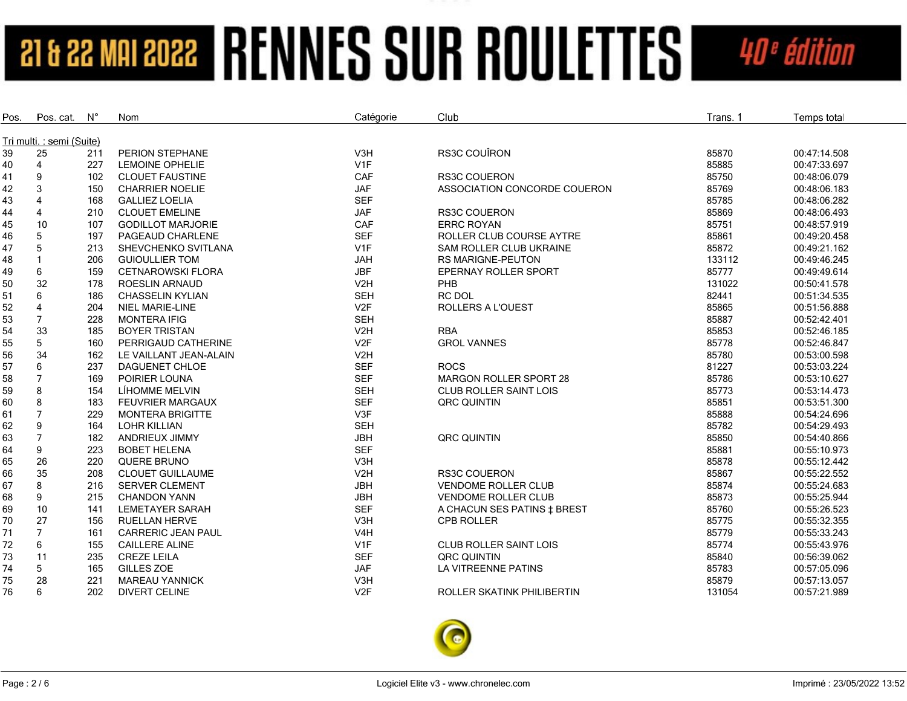# 21 & 22 MAI 2022 RENNES SUR ROULETTES 40e édition

| Pos. | Pos. cat. | N° | Nom | Catégorie | Club | Trans. 1 | Temps total |
|---|---|---|---|---|---|---|---|
| Tri multi. : semi (Suite) | | | | | | | |
| 39 | 25 | 211 | PERION STEPHANE | V3H | RS3C COUÎRON | 85870 | 00:47:14.508 |
| 40 | 4 | 227 | LEMOINE OPHELIE | V1F | | 85885 | 00:47:33.697 |
| 41 | 9 | 102 | CLOUET FAUSTINE | CAF | RS3C COUERON | 85750 | 00:48:06.079 |
| 42 | 3 | 150 | CHARRIER NOELIE | JAF | ASSOCIATION CONCORDE COUERON | 85769 | 00:48:06.183 |
| 43 | 4 | 168 | GALLIEZ LOELIA | SEF | | 85785 | 00:48:06.282 |
| 44 | 4 | 210 | CLOUET EMELINE | JAF | RS3C COUERON | 85869 | 00:48:06.493 |
| 45 | 10 | 107 | GODILLOT MARJORIE | CAF | ERRC ROYAN | 85751 | 00:48:57.919 |
| 46 | 5 | 197 | PAGEAUD CHARLENE | SEF | ROLLER CLUB COURSE AYTRE | 85861 | 00:49:20.458 |
| 47 | 5 | 213 | SHEVCHENKO SVITLANA | V1F | SAM ROLLER CLUB UKRAINE | 85872 | 00:49:21.162 |
| 48 | 1 | 206 | GUIOULLIER TOM | JAH | RS MARIGNE-PEUTON | 133112 | 00:49:46.245 |
| 49 | 6 | 159 | CETNAROWSKI FLORA | JBF | EPERNAY ROLLER SPORT | 85777 | 00:49:49.614 |
| 50 | 32 | 178 | ROESLIN ARNAUD | V2H | PHB | 131022 | 00:50:41.578 |
| 51 | 6 | 186 | CHASSELIN KYLIAN | SEH | RC DOL | 82441 | 00:51:34.535 |
| 52 | 4 | 204 | NIEL MARIE-LINE | V2F | ROLLERS A L'OUEST | 85865 | 00:51:56.888 |
| 53 | 7 | 228 | MONTERA IFIG | SEH | | 85887 | 00:52:42.401 |
| 54 | 33 | 185 | BOYER TRISTAN | V2H | RBA | 85853 | 00:52:46.185 |
| 55 | 5 | 160 | PERRIGAUD CATHERINE | V2F | GROL VANNES | 85778 | 00:52:46.847 |
| 56 | 34 | 162 | LE VAILLANT JEAN-ALAIN | V2H | | 85780 | 00:53:00.598 |
| 57 | 6 | 237 | DAGUENET CHLOE | SEF | ROCS | 81227 | 00:53:03.224 |
| 58 | 7 | 169 | POIRIER LOUNA | SEF | MARGON ROLLER SPORT 28 | 85786 | 00:53:10.627 |
| 59 | 8 | 154 | LÍHOMME MELVIN | SEH | CLUB ROLLER SAINT LOIS | 85773 | 00:53:14.473 |
| 60 | 8 | 183 | FEUVRIER MARGAUX | SEF | QRC QUINTIN | 85851 | 00:53:51.300 |
| 61 | 7 | 229 | MONTERA BRIGITTE | V3F | | 85888 | 00:54:24.696 |
| 62 | 9 | 164 | LOHR KILLIAN | SEH | | 85782 | 00:54:29.493 |
| 63 | 7 | 182 | ANDRIEUX JIMMY | JBH | QRC QUINTIN | 85850 | 00:54:40.866 |
| 64 | 9 | 223 | BOBET HELENA | SEF | | 85881 | 00:55:10.973 |
| 65 | 26 | 220 | QUERE BRUNO | V3H | | 85878 | 00:55:12.442 |
| 66 | 35 | 208 | CLOUET GUILLAUME | V2H | RS3C COUERON | 85867 | 00:55:22.552 |
| 67 | 8 | 216 | SERVER CLEMENT | JBH | VENDOME ROLLER CLUB | 85874 | 00:55:24.683 |
| 68 | 9 | 215 | CHANDON YANN | JBH | VENDOME ROLLER CLUB | 85873 | 00:55:25.944 |
| 69 | 10 | 141 | LEMETAYER SARAH | SEF | A CHACUN SES PATINS ‡ BREST | 85760 | 00:55:26.523 |
| 70 | 27 | 156 | RUELLAN HERVE | V3H | CPB ROLLER | 85775 | 00:55:32.355 |
| 71 | 7 | 161 | CARRERIC JEAN PAUL | V4H | | 85779 | 00:55:33.243 |
| 72 | 6 | 155 | CAILLERE ALINE | V1F | CLUB ROLLER SAINT LOIS | 85774 | 00:55:43.976 |
| 73 | 11 | 235 | CREZE LEILA | SEF | QRC QUINTIN | 85840 | 00:56:39.062 |
| 74 | 5 | 165 | GILLES ZOE | JAF | LA VITREENNE PATINS | 85783 | 00:57:05.096 |
| 75 | 28 | 221 | MAREAU YANNICK | V3H | | 85879 | 00:57:13.057 |
| 76 | 6 | 202 | DIVERT CELINE | V2F | ROLLER SKATINK PHILIBERTIN | 131054 | 00:57:21.989 |

Logiciel Elite v3 - www.chronelec.com

Imprimé : 23/05/2022 13:52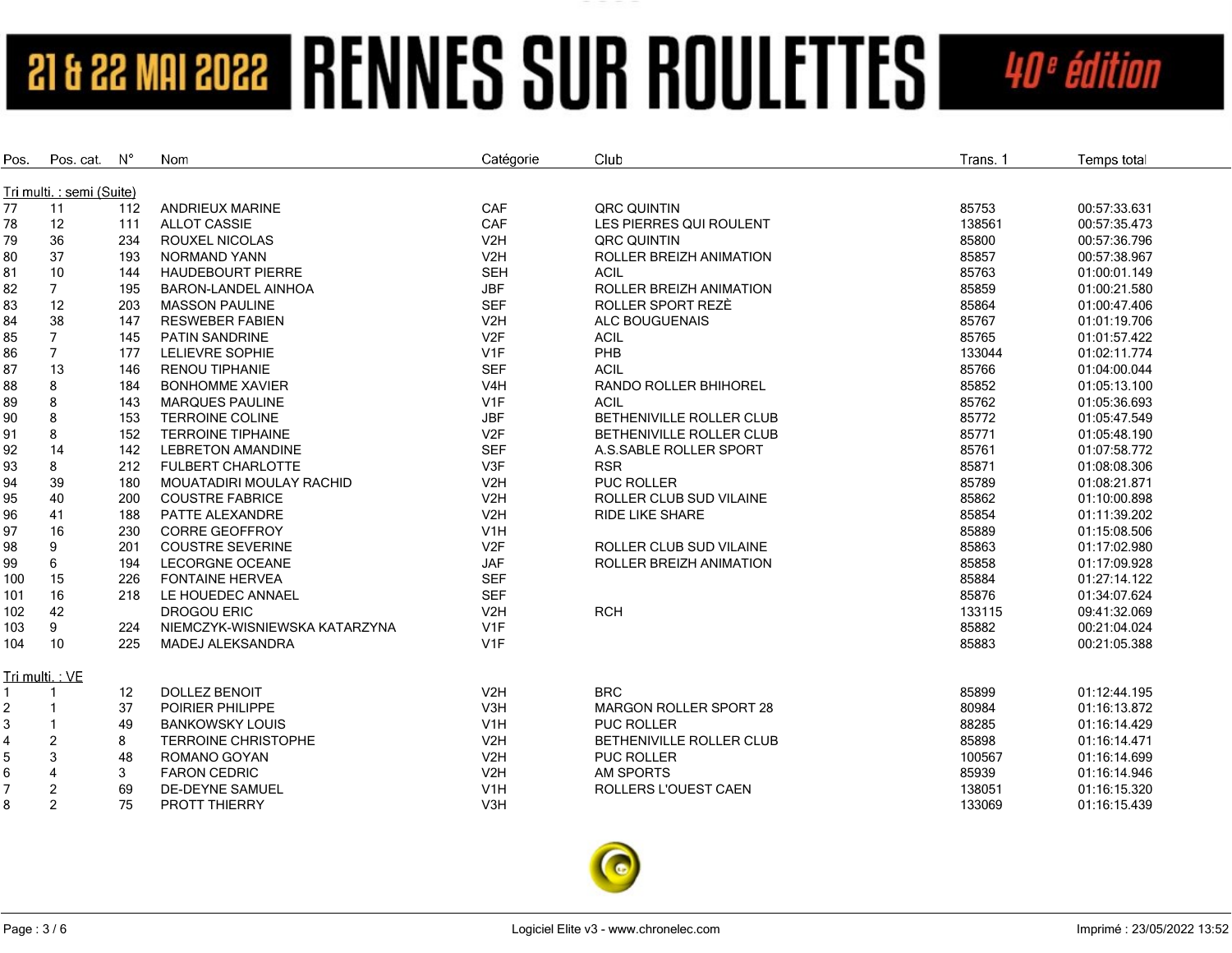# 21 & 22 MAI 2022 RENNES SUR ROULETTES 40e édition

| Pos. | Pos. cat. | N° | Nom | Catégorie | Club | Trans. 1 | Temps total |
|---|---|---|---|---|---|---|---|
| **Tri multi. : semi (Suite)** | | | | | | | |
| 77 | 11 | 112 | ANDRIEUX MARINE | CAF | QRC QUINTIN | 85753 | 00:57:33.631 |
| 78 | 12 | 111 | ALLOT CASSIE | CAF | LES PIERRES QUI ROULENT | 138561 | 00:57:35.473 |
| 79 | 36 | 234 | ROUXEL NICOLAS | V2H | QRC QUINTIN | 85800 | 00:57:36.796 |
| 80 | 37 | 193 | NORMAND YANN | V2H | ROLLER BREIZH ANIMATION | 85857 | 00:57:38.967 |
| 81 | 10 | 144 | HAUDEBOURT PIERRE | SEH | ACIL | 85763 | 01:00:01.149 |
| 82 | 7 | 195 | BARON-LANDEL AINHOA | JBF | ROLLER BREIZH ANIMATION | 85859 | 01:00:21.580 |
| 83 | 12 | 203 | MASSON PAULINE | SEF | ROLLER SPORT REZÈ | 85864 | 01:00:47.406 |
| 84 | 38 | 147 | RESWEBER FABIEN | V2H | ALC BOUGUENAIS | 85767 | 01:01:19.706 |
| 85 | 7 | 145 | PATIN SANDRINE | V2F | ACIL | 85765 | 01:01:57.422 |
| 86 | 7 | 177 | LELIEVRE SOPHIE | V1F | PHB | 133044 | 01:02:11.774 |
| 87 | 13 | 146 | RENOU TIPHANIE | SEF | ACIL | 85766 | 01:04:00.044 |
| 88 | 8 | 184 | BONHOMME XAVIER | V4H | RANDO ROLLER BHIHOREL | 85852 | 01:05:13.100 |
| 89 | 8 | 143 | MARQUES PAULINE | V1F | ACIL | 85762 | 01:05:36.693 |
| 90 | 8 | 153 | TERROINE COLINE | JBF | BETHENIVILLE ROLLER CLUB | 85772 | 01:05:47.549 |
| 91 | 8 | 152 | TERROINE TIPHAINE | V2F | BETHENIVILLE ROLLER CLUB | 85771 | 01:05:48.190 |
| 92 | 14 | 142 | LEBRETON AMANDINE | SEF | A.S.SABLE ROLLER SPORT | 85761 | 01:07:58.772 |
| 93 | 8 | 212 | FULBERT CHARLOTTE | V3F | RSR | 85871 | 01:08:08.306 |
| 94 | 39 | 180 | MOUATADIRI MOULAY RACHID | V2H | PUC ROLLER | 85789 | 01:08:21.871 |
| 95 | 40 | 200 | COUSTRE FABRICE | V2H | ROLLER CLUB SUD VILAINE | 85862 | 01:10:00.898 |
| 96 | 41 | 188 | PATTE ALEXANDRE | V2H | RIDE LIKE SHARE | 85854 | 01:11:39.202 |
| 97 | 16 | 230 | CORRE GEOFFROY | V1H | | 85889 | 01:15:08.506 |
| 98 | 9 | 201 | COUSTRE SEVERINE | V2F | ROLLER CLUB SUD VILAINE | 85863 | 01:17:02.980 |
| 99 | 6 | 194 | LECORGNE OCEANE | JAF | ROLLER BREIZH ANIMATION | 85858 | 01:17:09.928 |
| 100 | 15 | 226 | FONTAINE HERVEA | SEF | | 85884 | 01:27:14.122 |
| 101 | 16 | 218 | LE HOUEDEC ANNAEL | SEF | | 85876 | 01:34:07.624 |
| 102 | 42 | | DROGOU ERIC | V2H | RCH | 133115 | 09:41:32.069 |
| 103 | 9 | 224 | NIEMCZYK-WISNIEWSKA KATARZYNA | V1F | | 85882 | 00:21:04.024 |
| 104 | 10 | 225 | MADEJ ALEKSANDRA | V1F | | 85883 | 00:21:05.388 |
| **Tri multi. : VE** | | | | | | | |
| 1 | 1 | 12 | DOLLEZ BENOIT | V2H | BRC | 85899 | 01:12:44.195 |
| 2 | 1 | 37 | POIRIER PHILIPPE | V3H | MARGON ROLLER SPORT 28 | 80984 | 01:16:13.872 |
| 3 | 1 | 49 | BANKOWSKY LOUIS | V1H | PUC ROLLER | 88285 | 01:16:14.429 |
| 4 | 2 | 8 | TERROINE CHRISTOPHE | V2H | BETHENIVILLE ROLLER CLUB | 85898 | 01:16:14.471 |
| 5 | 3 | 48 | ROMANO GOYAN | V2H | PUC ROLLER | 100567 | 01:16:14.699 |
| 6 | 4 | 3 | FARON CEDRIC | V2H | AM SPORTS | 85939 | 01:16:14.946 |
| 7 | 2 | 69 | DE-DEYNE SAMUEL | V1H | ROLLERS L'OUEST CAEN | 138051 | 01:16:15.320 |
| 8 | 2 | 75 | PROTT THIERRY | V3H | | 133069 | 01:16:15.439 |

Logiciel Elite v3 - www.chronelec.com

Imprimé : 23/05/2022 13:52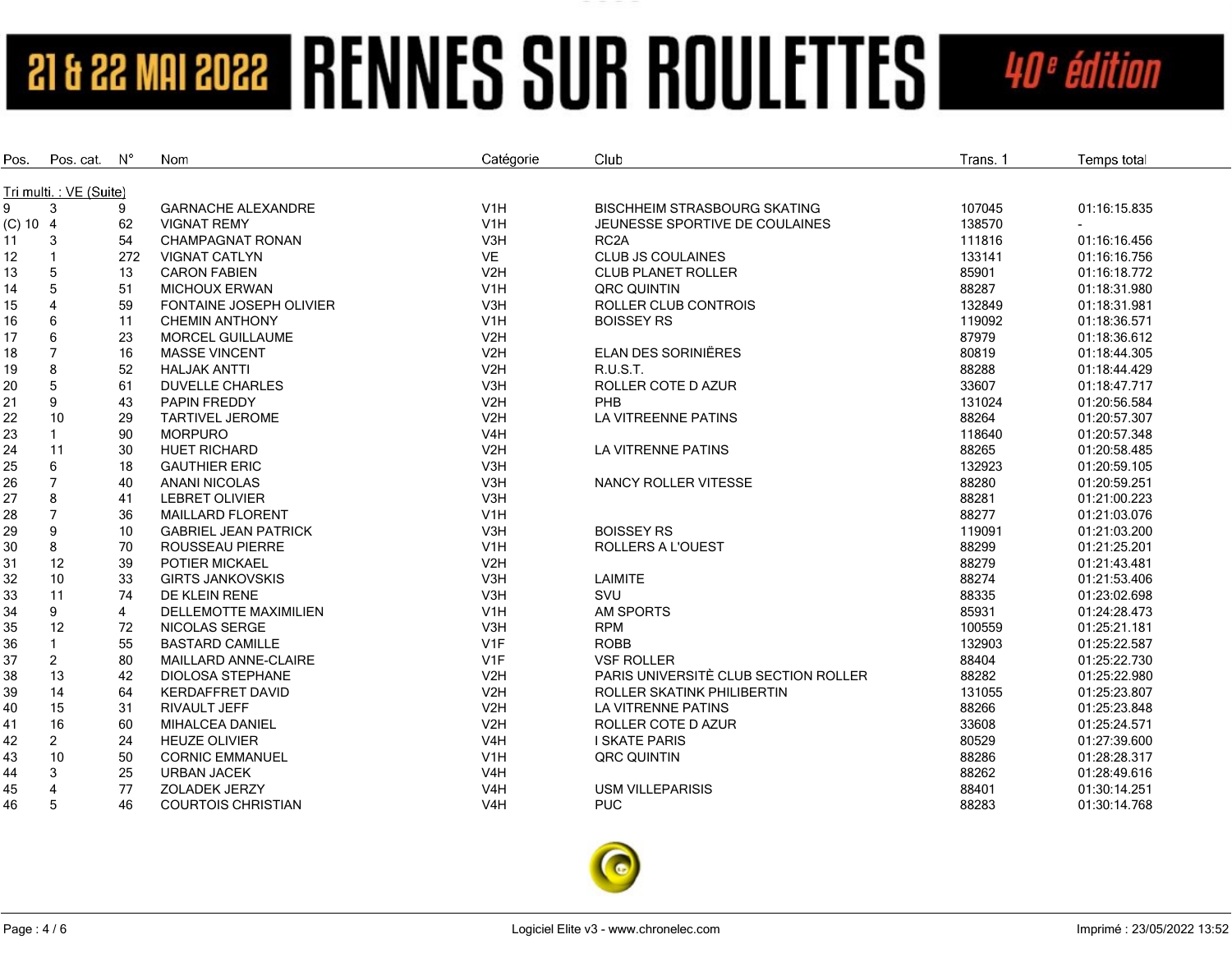# 21 & 22 MAI 2022 RENNES SUR ROULETTES 40e édition

Tri multi. : VE (Suite)

| Pos. | Pos. cat. | N° | Nom | Catégorie | Club | Trans. 1 | Temps total |
|---|---|---|---|---|---|---|---|
| 9 | 3 | 9 | GARNACHE ALEXANDRE | V1H | BISCHHEIM STRASBOURG SKATING | 107045 | 01:16:15.835 |
| (C) 10 | 4 | 62 | VIGNAT REMY | V1H | JEUNESSE SPORTIVE DE COULAINES | 138570 | - |
| 11 | 3 | 54 | CHAMPAGNAT RONAN | V3H | RC2A | 111816 | 01:16:16.456 |
| 12 | 1 | 272 | VIGNAT CATLYN | VE | CLUB JS COULAINES | 133141 | 01:16:16.756 |
| 13 | 5 | 13 | CARON FABIEN | V2H | CLUB PLANET ROLLER | 85901 | 01:16:18.772 |
| 14 | 5 | 51 | MICHOUX ERWAN | V1H | QRC QUINTIN | 88287 | 01:18:31.980 |
| 15 | 4 | 59 | FONTAINE JOSEPH OLIVIER | V3H | ROLLER CLUB CONTROIS | 132849 | 01:18:31.981 |
| 16 | 6 | 11 | CHEMIN ANTHONY | V1H | BOISSEY RS | 119092 | 01:18:36.571 |
| 17 | 6 | 23 | MORCEL GUILLAUME | V2H | | 87979 | 01:18:36.612 |
| 18 | 7 | 16 | MASSE VINCENT | V2H | ELAN DES SORINIËRES | 80819 | 01:18:44.305 |
| 19 | 8 | 52 | HALJAK ANTTI | V2H | R.U.S.T. | 88288 | 01:18:44.429 |
| 20 | 5 | 61 | DUVELLE CHARLES | V3H | ROLLER COTE D AZUR | 33607 | 01:18:47.717 |
| 21 | 9 | 43 | PAPIN FREDDY | V2H | PHB | 131024 | 01:20:56.584 |
| 22 | 10 | 29 | TARTIVEL JEROME | V2H | LA VITREENNE PATINS | 88264 | 01:20:57.307 |
| 23 | 1 | 90 | MORPURO | V4H | | 118640 | 01:20:57.348 |
| 24 | 11 | 30 | HUET RICHARD | V2H | LA VITRENNE PATINS | 88265 | 01:20:58.485 |
| 25 | 6 | 18 | GAUTHIER ERIC | V3H | | 132923 | 01:20:59.105 |
| 26 | 7 | 40 | ANANI NICOLAS | V3H | NANCY ROLLER VITESSE | 88280 | 01:20:59.251 |
| 27 | 8 | 41 | LEBRET OLIVIER | V3H | | 88281 | 01:21:00.223 |
| 28 | 7 | 36 | MAILLARD FLORENT | V1H | | 88277 | 01:21:03.076 |
| 29 | 9 | 10 | GABRIEL JEAN PATRICK | V3H | BOISSEY RS | 119091 | 01:21:03.200 |
| 30 | 8 | 70 | ROUSSEAU PIERRE | V1H | ROLLERS A L'OUEST | 88299 | 01:21:25.201 |
| 31 | 12 | 39 | POTIER MICKAEL | V2H | | 88279 | 01:21:43.481 |
| 32 | 10 | 33 | GIRTS JANKOVSKIS | V3H | LAIMITE | 88274 | 01:21:53.406 |
| 33 | 11 | 74 | DE KLEIN RENE | V3H | SVU | 88335 | 01:23:02.698 |
| 34 | 9 | 4 | DELLEMOTTE MAXIMILIEN | V1H | AM SPORTS | 85931 | 01:24:28.473 |
| 35 | 12 | 72 | NICOLAS SERGE | V3H | RPM | 100559 | 01:25:21.181 |
| 36 | 1 | 55 | BASTARD CAMILLE | V1F | ROBB | 132903 | 01:25:22.587 |
| 37 | 2 | 80 | MAILLARD ANNE-CLAIRE | V1F | VSF ROLLER | 88404 | 01:25:22.730 |
| 38 | 13 | 42 | DIOLOSA STEPHANE | V2H | PARIS UNIVERSITÈ CLUB SECTION ROLLER | 88282 | 01:25:22.980 |
| 39 | 14 | 64 | KERDAFFRET DAVID | V2H | ROLLER SKATINK PHILIBERTIN | 131055 | 01:25:23.807 |
| 40 | 15 | 31 | RIVAULT JEFF | V2H | LA VITRENNE PATINS | 88266 | 01:25:23.848 |
| 41 | 16 | 60 | MIHALCEA DANIEL | V2H | ROLLER COTE D AZUR | 33608 | 01:25:24.571 |
| 42 | 2 | 24 | HEUZE OLIVIER | V4H | I SKATE PARIS | 80529 | 01:27:39.600 |
| 43 | 10 | 50 | CORNIC EMMANUEL | V1H | QRC QUINTIN | 88286 | 01:28:28.317 |
| 44 | 3 | 25 | URBAN JACEK | V4H | | 88262 | 01:28:49.616 |
| 45 | 4 | 77 | ZOLADEK JERZY | V4H | USM VILLEPARISIS | 88401 | 01:30:14.251 |
| 46 | 5 | 46 | COURTOIS CHRISTIAN | V4H | PUC | 88283 | 01:30:14.768 |

Logiciel Elite v3 - www.chronelec.com

Imprimé : 23/05/2022 13:52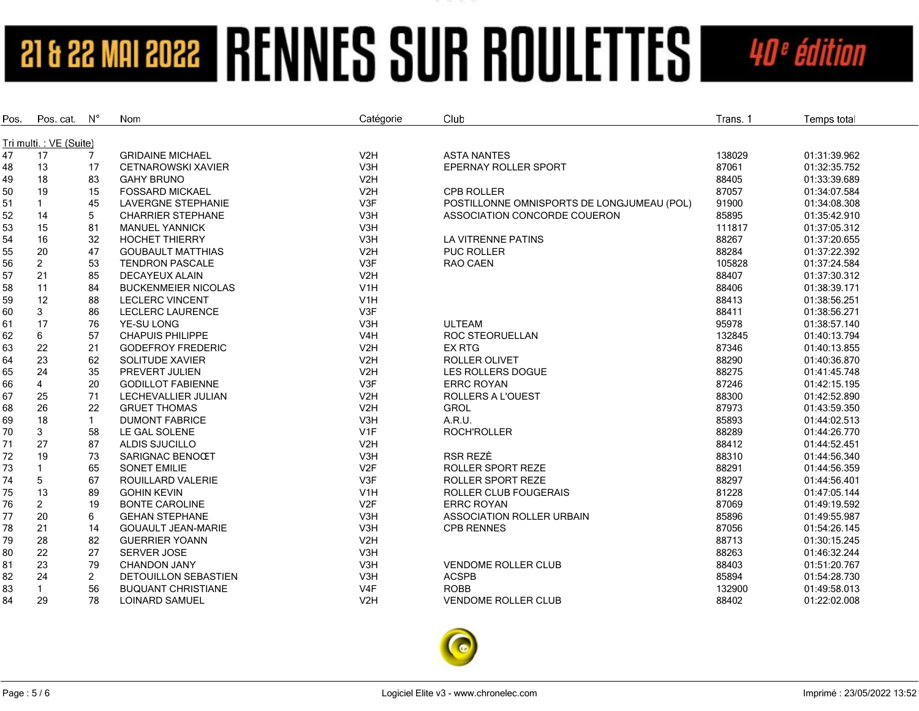# 21 & 22 MAI 2022 RENNES SUR ROULETTES 40e édition

| Pos. | Pos. cat. | N° | Nom | Catégorie | Club | Trans. 1 | Temps total |
|---|---|---|---|---|---|---|---|
| **Tri multi. : VE (Suite)** | | | | | | | |
| 47 | 17 | 7 | GRIDAINE MICHAEL | V2H | ASTA NANTES | 138029 | 01:31:39.962 |
| 48 | 13 | 17 | CETNAROWSKI XAVIER | V3H | EPERNAY ROLLER SPORT | 87061 | 01:32:35.752 |
| 49 | 18 | 83 | GAHY BRUNO | V2H | | 88405 | 01:33:39.689 |
| 50 | 19 | 15 | FOSSARD MICKAEL | V2H | CPB ROLLER | 87057 | 01:34:07.584 |
| 51 | 1 | 45 | LAVERGNE STEPHANIE | V3F | POSTILLONNE OMNISPORTS DE LONGJUMEAU (POL) | 91900 | 01:34:08.308 |
| 52 | 14 | 5 | CHARRIER STEPHANE | V3H | ASSOCIATION CONCORDE COUERON | 85895 | 01:35:42.910 |
| 53 | 15 | 81 | MANUEL YANNICK | V3H | | 111817 | 01:37:05.312 |
| 54 | 16 | 32 | HOCHET THIERRY | V3H | LA VITRENNE PATINS | 88267 | 01:37:20.655 |
| 55 | 20 | 47 | GOUBAULT MATTHIAS | V2H | PUC ROLLER | 88284 | 01:37:22.392 |
| 56 | 2 | 53 | TENDRON PASCALE | V3F | RAO CAEN | 105828 | 01:37:24.584 |
| 57 | 21 | 85 | DECAYEUX ALAIN | V2H | | 88407 | 01:37:30.312 |
| 58 | 11 | 84 | BUCKENMEIER NICOLAS | V1H | | 88406 | 01:38:39.171 |
| 59 | 12 | 88 | LECLERC VINCENT | V1H | | 88413 | 01:38:56.251 |
| 60 | 3 | 86 | LECLERC LAURENCE | V3F | | 88411 | 01:38:56.271 |
| 61 | 17 | 76 | YE-SU LONG | V3H | ULTEAM | 95978 | 01:38:57.140 |
| 62 | 6 | 57 | CHAPUIS PHILIPPE | V4H | ROC STEORUELLAN | 132845 | 01:40:13.794 |
| 63 | 22 | 21 | GODEFROY FREDERIC | V2H | EX RTG | 87346 | 01:40:13.855 |
| 64 | 23 | 62 | SOLITUDE XAVIER | V2H | ROLLER OLIVET | 88290 | 01:40:36.870 |
| 65 | 24 | 35 | PREVERT JULIEN | V2H | LES ROLLERS DOGUE | 88275 | 01:41:45.748 |
| 66 | 4 | 20 | GODILLOT FABIENNE | V3F | ERRC ROYAN | 87246 | 01:42:15.195 |
| 67 | 25 | 71 | LECHEVALLIER JULIAN | V2H | ROLLERS A L'OUEST | 88300 | 01:42:52.890 |
| 68 | 26 | 22 | GRUET THOMAS | V2H | GROL | 87973 | 01:43:59.350 |
| 69 | 18 | 1 | DUMONT FABRICE | V3H | A.R.U. | 85893 | 01:44:02.513 |
| 70 | 3 | 58 | LE GAL SOLENE | V1F | ROCH'ROLLER | 88289 | 01:44:26.770 |
| 71 | 27 | 87 | ALDIS SJUCILLO | V2H | | 88412 | 01:44:52.451 |
| 72 | 19 | 73 | SARIGNAC BENOŒT | V3H | RSR REZÈ | 88310 | 01:44:56.340 |
| 73 | 1 | 65 | SONET EMILIE | V2F | ROLLER SPORT REZE | 88291 | 01:44:56.359 |
| 74 | 5 | 67 | ROUILLARD VALERIE | V3F | ROLLER SPORT REZE | 88297 | 01:44:56.401 |
| 75 | 13 | 89 | GOHIN KEVIN | V1H | ROLLER CLUB FOUGERAIS | 81228 | 01:47:05.144 |
| 76 | 2 | 19 | BONTE CAROLINE | V2F | ERRC ROYAN | 87069 | 01:49:19.592 |
| 77 | 20 | 6 | GEHAN STEPHANE | V3H | ASSOCIATION ROLLER URBAIN | 85896 | 01:49:55.987 |
| 78 | 21 | 14 | GOUAULT JEAN-MARIE | V3H | CPB RENNES | 87056 | 01:54:26.145 |
| 79 | 28 | 82 | GUERRIER YOANN | V2H | | 88713 | 01:30:15.245 |
| 80 | 22 | 27 | SERVER JOSE | V3H | | 88263 | 01:46:32.244 |
| 81 | 23 | 79 | CHANDON JANY | V3H | VENDOME ROLLER CLUB | 88403 | 01:51:20.767 |
| 82 | 24 | 2 | DETOUILLON SEBASTIEN | V3H | ACSPB | 85894 | 01:54:28.730 |
| 83 | 1 | 56 | BUQUANT CHRISTIANE | V4F | ROBB | 132900 | 01:49:58.013 |
| 84 | 29 | 78 | LOINARD SAMUEL | V2H | VENDOME ROLLER CLUB | 88402 | 01:22:02.008 |

Logiciel Elite v3 - www.chronelec.com

Imprimé : 23/05/2022 13:52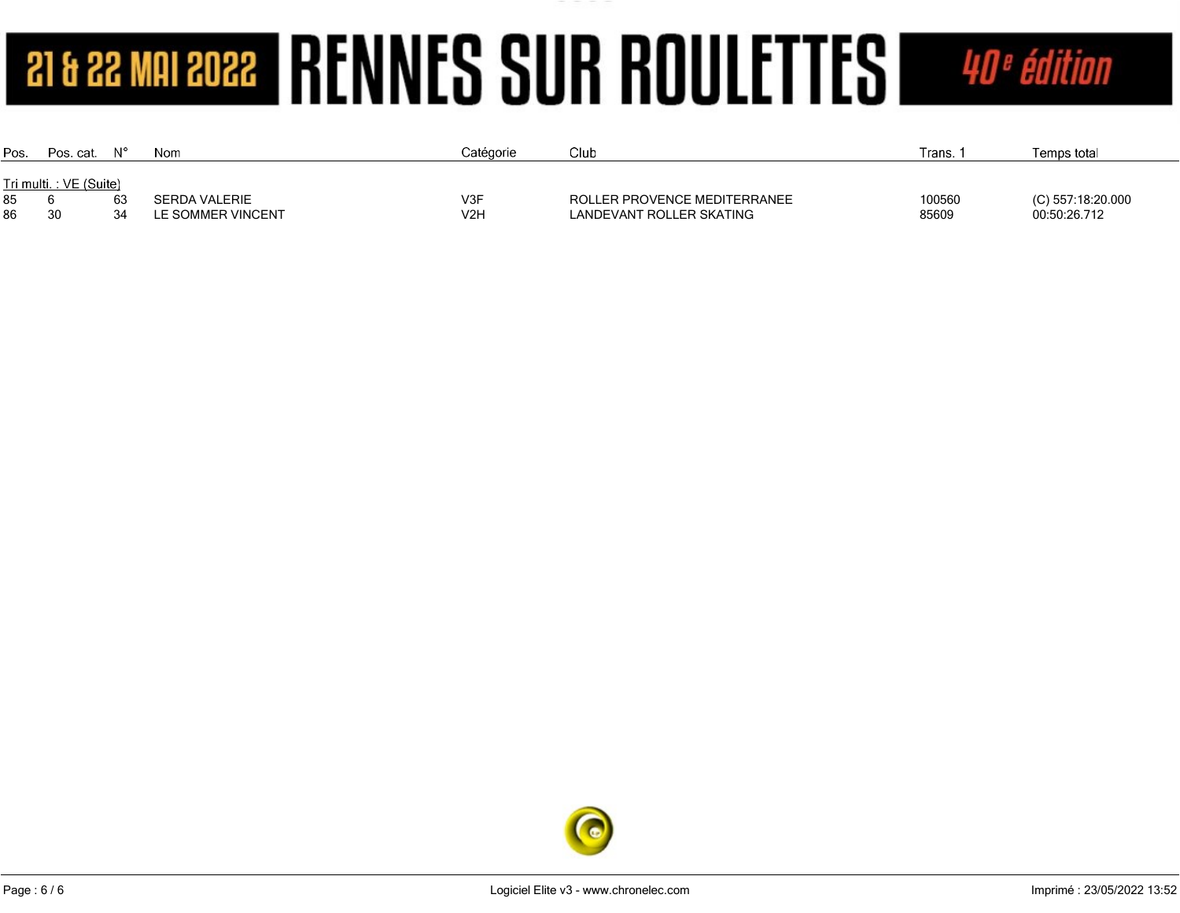# 21 & 22 MAI 2022 RENNES SUR ROULETTES 40e édition

| Pos. | Pos. cat. | N° | Nom | Catégorie | Club | Trans. 1 | Temps total |
|---|---|---|---|---|---|---|---|
| Tri multi. : VE (Suite) | | | | | | | |
| 85 | 6 | 63 | SERDA VALERIE | V3F | ROLLER PROVENCE MEDITERRANEE | 100560 | (C) 557:18:20.000 |
| 86 | 30 | 34 | LE SOMMER VINCENT | V2H | LANDEVANT ROLLER SKATING | 85609 | 00:50:26.712 |

Logiciel Elite v3 - www.chronelec.com

Imprimé : 23/05/2022 13:52